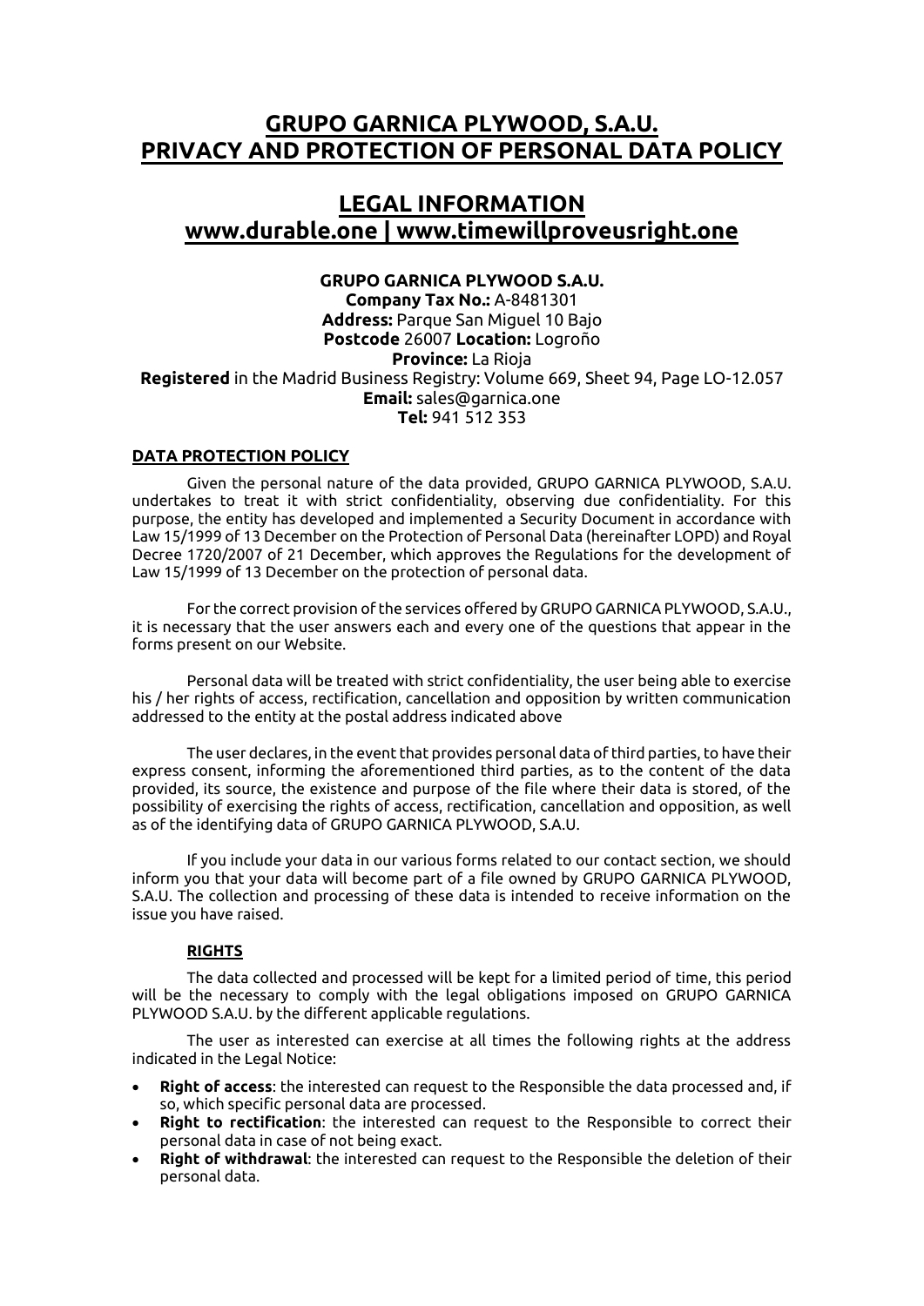# GRUPO GARNICA PLYWOOD, S.A.U. PRIVACY AND PROTECTION OF PERSONAL DATA POLICY

# LEGAL INFORMATION www.durable.one | www.timewillproveusright.one

**GRUPO GARNICA PLYWOOD S.A.U.**
**Company Tax No.:** A-8481301
**Address:** Parque San Miguel 10 Bajo
**Postcode** 26007 **Location:** Logroño
**Province:** La Rioja
**Registered** in the Madrid Business Registry: Volume 669, Sheet 94, Page LO-12.057
**Email:** sales@garnica.one
**Tel:** 941 512 353

## DATA PROTECTION POLICY

Given the personal nature of the data provided, GRUPO GARNICA PLYWOOD, S.A.U. undertakes to treat it with strict confidentiality, observing due confidentiality. For this purpose, the entity has developed and implemented a Security Document in accordance with Law 15/1999 of 13 December on the Protection of Personal Data (hereinafter LOPD) and Royal Decree 1720/2007 of 21 December, which approves the Regulations for the development of Law 15/1999 of 13 December on the protection of personal data.

For the correct provision of the services offered by GRUPO GARNICA PLYWOOD, S.A.U., it is necessary that the user answers each and every one of the questions that appear in the forms present on our Website.

Personal data will be treated with strict confidentiality, the user being able to exercise his / her rights of access, rectification, cancellation and opposition by written communication addressed to the entity at the postal address indicated above

The user declares, in the event that provides personal data of third parties, to have their express consent, informing the aforementioned third parties, as to the content of the data provided, its source, the existence and purpose of the file where their data is stored, of the possibility of exercising the rights of access, rectification, cancellation and opposition, as well as of the identifying data of GRUPO GARNICA PLYWOOD, S.A.U.

If you include your data in our various forms related to our contact section, we should inform you that your data will become part of a file owned by GRUPO GARNICA PLYWOOD, S.A.U. The collection and processing of these data is intended to receive information on the issue you have raised.

### RIGHTS

The data collected and processed will be kept for a limited period of time, this period will be the necessary to comply with the legal obligations imposed on GRUPO GARNICA PLYWOOD S.A.U. by the different applicable regulations.

The user as interested can exercise at all times the following rights at the address indicated in the Legal Notice:

- **Right of access**: the interested can request to the Responsible the data processed and, if so, which specific personal data are processed.
- **Right to rectification**: the interested can request to the Responsible to correct their personal data in case of not being exact.
- **Right of withdrawal**: the interested can request to the Responsible the deletion of their personal data.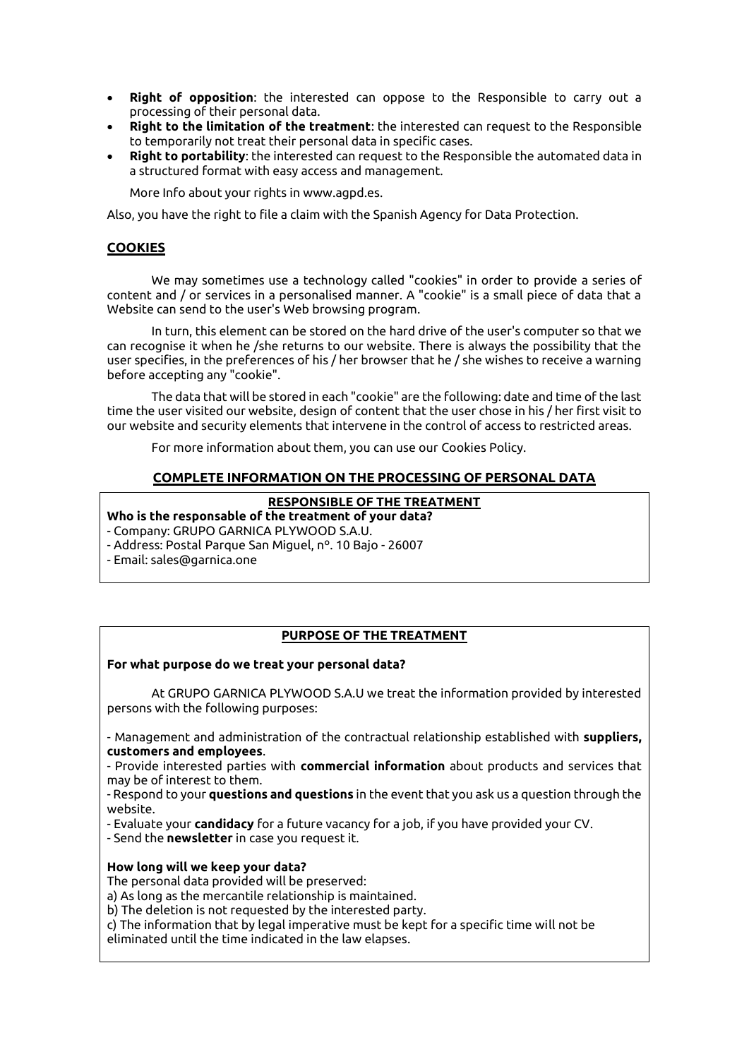- **Right of opposition**: the interested can oppose to the Responsible to carry out a processing of their personal data.
- **Right to the limitation of the treatment**: the interested can request to the Responsible to temporarily not treat their personal data in specific cases.
- **Right to portability**: the interested can request to the Responsible the automated data in a structured format with easy access and management.

  More Info about your rights in www.agpd.es.

Also, you have the right to file a claim with the Spanish Agency for Data Protection.

## COOKIES

We may sometimes use a technology called "cookies" in order to provide a series of content and / or services in a personalised manner. A "cookie" is a small piece of data that a Website can send to the user's Web browsing program.

In turn, this element can be stored on the hard drive of the user's computer so that we can recognise it when he /she returns to our website. There is always the possibility that the user specifies, in the preferences of his / her browser that he / she wishes to receive a warning before accepting any "cookie".

The data that will be stored in each "cookie" are the following: date and time of the last time the user visited our website, design of content that the user chose in his / her first visit to our website and security elements that intervene in the control of access to restricted areas.

For more information about them, you can use our Cookies Policy.

## COMPLETE INFORMATION ON THE PROCESSING OF PERSONAL DATA

### RESPONSIBLE OF THE TREATMENT

**Who is the responsable of the treatment of your data?**

- Company: GRUPO GARNICA PLYWOOD S.A.U.
- Address: Postal Parque San Miguel, nº. 10 Bajo - 26007
- Email: sales@garnica.one

### PURPOSE OF THE TREATMENT

**For what purpose do we treat your personal data?**

At GRUPO GARNICA PLYWOOD S.A.U we treat the information provided by interested persons with the following purposes:

- Management and administration of the contractual relationship established with **suppliers, customers and employees**.
- Provide interested parties with **commercial information** about products and services that may be of interest to them.
- Respond to your **questions and questions** in the event that you ask us a question through the website.
- Evaluate your **candidacy** for a future vacancy for a job, if you have provided your CV.
- Send the **newsletter** in case you request it.

**How long will we keep your data?**

The personal data provided will be preserved:

a) As long as the mercantile relationship is maintained.
b) The deletion is not requested by the interested party.
c) The information that by legal imperative must be kept for a specific time will not be eliminated until the time indicated in the law elapses.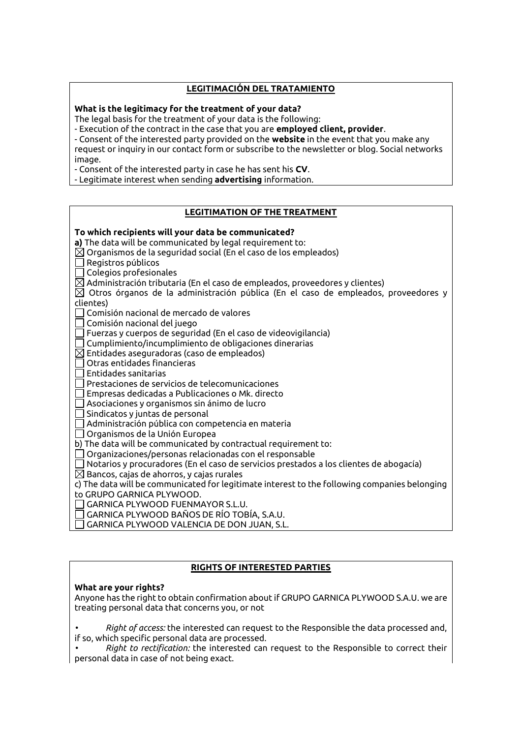## LEGITIMACIÓN DEL TRATAMIENTO

**What is the legitimacy for the treatment of your data?**
The legal basis for the treatment of your data is the following:
- Execution of the contract in the case that you are **employed client, provider**.
- Consent of the interested party provided on the **website** in the event that you make any request or inquiry in our contact form or subscribe to the newsletter or blog. Social networks image.
- Consent of the interested party in case he has sent his **CV**.
- Legitimate interest when sending **advertising** information.

## LEGITIMATION OF THE TREATMENT

**To which recipients will your data be communicated?**
**a)** The data will be communicated by legal requirement to:
☒ Organismos de la seguridad social (En el caso de los empleados)
☐ Registros públicos
☐ Colegios profesionales
☒ Administración tributaria (En el caso de empleados, proveedores y clientes)
☒ Otros órganos de la administración pública (En el caso de empleados, proveedores y clientes)
☐ Comisión nacional de mercado de valores
☐ Comisión nacional del juego
☐ Fuerzas y cuerpos de seguridad (En el caso de videovigilancia)
☐ Cumplimiento/incumplimiento de obligaciones dinerarias
☒ Entidades aseguradoras (caso de empleados)
☐ Otras entidades financieras
☐ Entidades sanitarias
☐ Prestaciones de servicios de telecomunicaciones
☐ Empresas dedicadas a Publicaciones o Mk. directo
☐ Asociaciones y organismos sin ánimo de lucro
☐ Sindicatos y juntas de personal
☐ Administración pública con competencia en materia
☐ Organismos de la Unión Europea
b) The data will be communicated by contractual requirement to:
☐ Organizaciones/personas relacionadas con el responsable
☐ Notarios y procuradores (En el caso de servicios prestados a los clientes de abogacía)
☒ Bancos, cajas de ahorros, y cajas rurales
c) The data will be communicated for legitimate interest to the following companies belonging to GRUPO GARNICA PLYWOOD.
☐ GARNICA PLYWOOD FUENMAYOR S.L.U.
☐ GARNICA PLYWOOD BAÑOS DE RÍO TOBÍA, S.A.U.
☐ GARNICA PLYWOOD VALENCIA DE DON JUAN, S.L.

## RIGHTS OF INTERESTED PARTIES

**What are your rights?**
Anyone has the right to obtain confirmation about if GRUPO GARNICA PLYWOOD S.A.U. we are treating personal data that concerns you, or not

- *Right of access:* the interested can request to the Responsible the data processed and, if so, which specific personal data are processed.
- *Right to rectification:* the interested can request to the Responsible to correct their personal data in case of not being exact.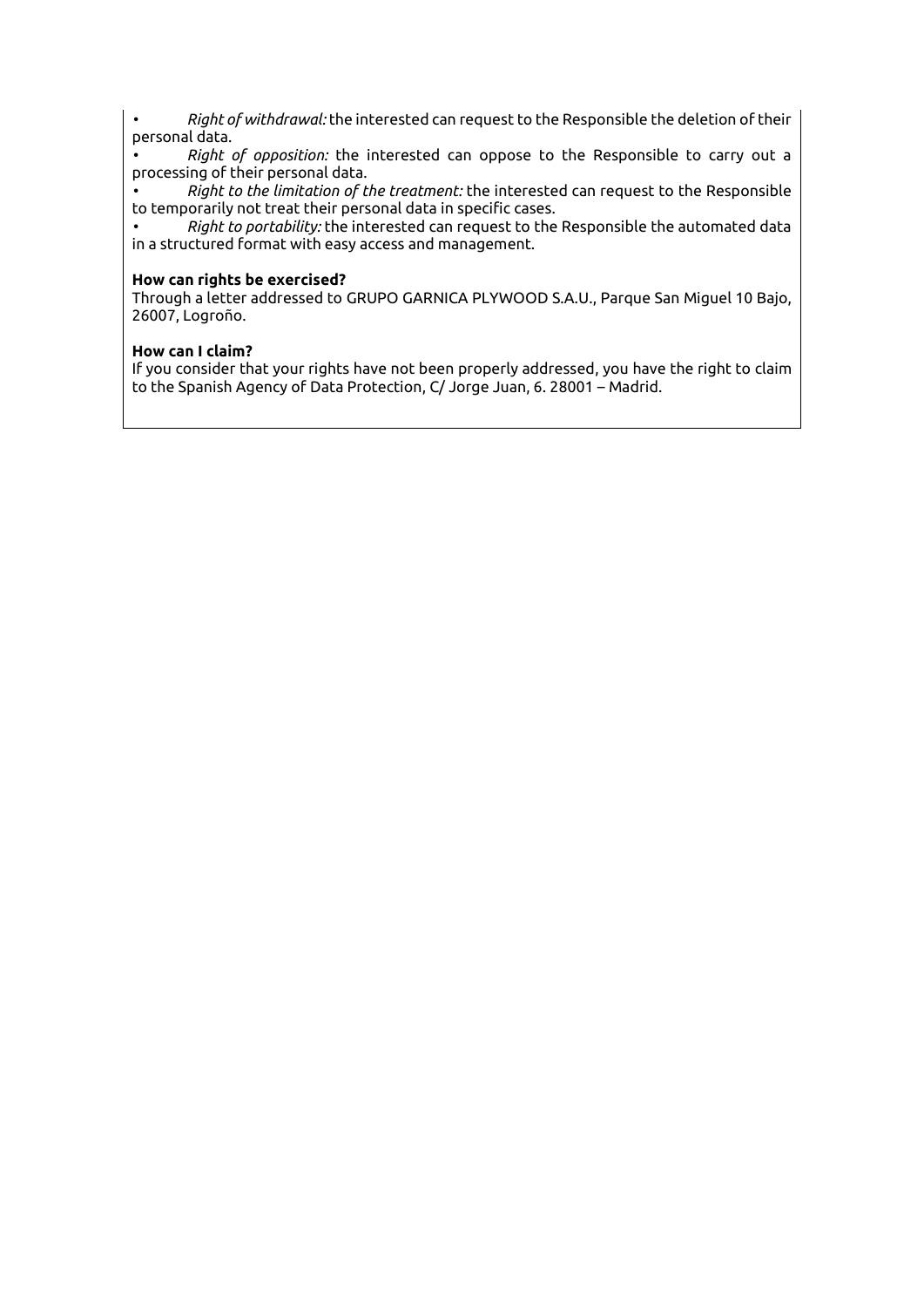- *Right of withdrawal:* the interested can request to the Responsible the deletion of their personal data.
- *Right of opposition:* the interested can oppose to the Responsible to carry out a processing of their personal data.
- *Right to the limitation of the treatment:* the interested can request to the Responsible to temporarily not treat their personal data in specific cases.
- *Right to portability:* the interested can request to the Responsible the automated data in a structured format with easy access and management.

**How can rights be exercised?**
Through a letter addressed to GRUPO GARNICA PLYWOOD S.A.U., Parque San Miguel 10 Bajo, 26007, Logroño.

**How can I claim?**
If you consider that your rights have not been properly addressed, you have the right to claim to the Spanish Agency of Data Protection, C/ Jorge Juan, 6. 28001 – Madrid.